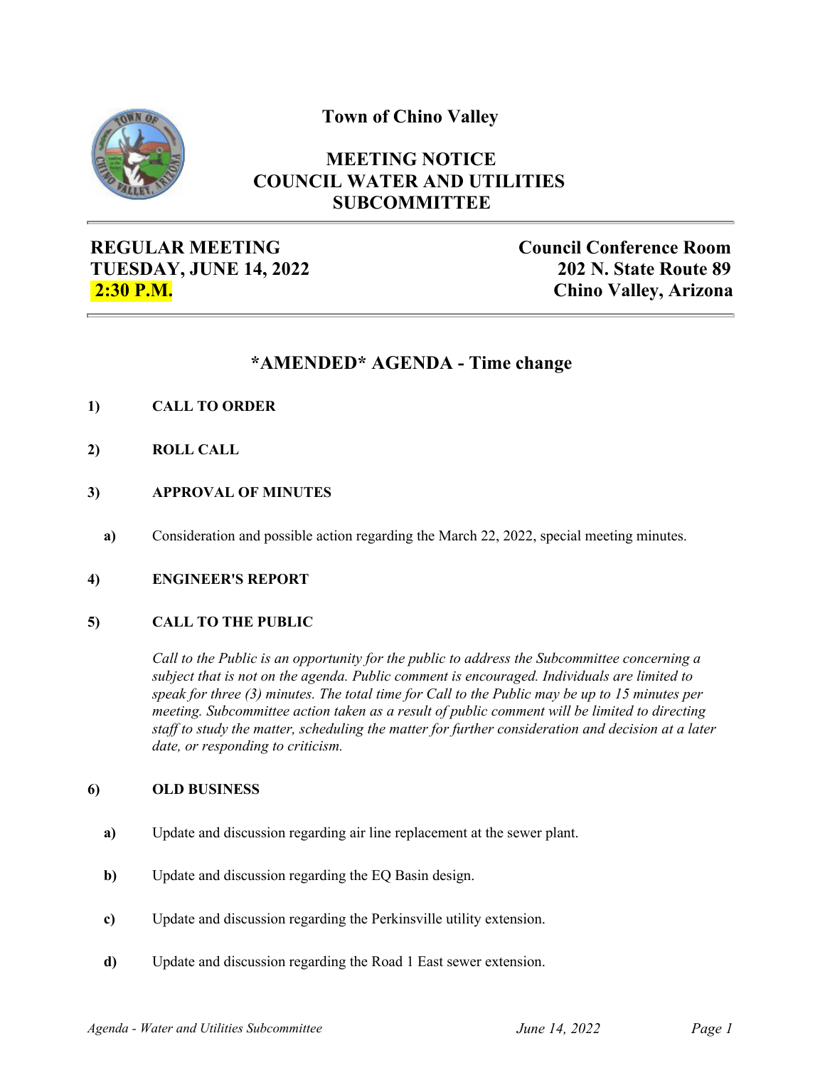# Town of Chino Valley

## MEETING NOTICE
## COUNCIL WATER AND UTILITIES SUBCOMMITTEE

**REGULAR MEETING**
**TUESDAY, JUNE 14, 2022**
**2:30 P.M.**

**Council Conference Room**
**202 N. State Route 89**
**Chino Valley, Arizona**

## *AMENDED* AGENDA - Time change

**1) CALL TO ORDER**

**2) ROLL CALL**

**3) APPROVAL OF MINUTES**

**a)** Consideration and possible action regarding the March 22, 2022, special meeting minutes.

**4) ENGINEER'S REPORT**

**5) CALL TO THE PUBLIC**

*Call to the Public is an opportunity for the public to address the Subcommittee concerning a subject that is not on the agenda. Public comment is encouraged. Individuals are limited to speak for three (3) minutes. The total time for Call to the Public may be up to 15 minutes per meeting. Subcommittee action taken as a result of public comment will be limited to directing staff to study the matter, scheduling the matter for further consideration and decision at a later date, or responding to criticism.*

**6) OLD BUSINESS**

**a)** Update and discussion regarding air line replacement at the sewer plant.

**b)** Update and discussion regarding the EQ Basin design.

**c)** Update and discussion regarding the Perkinsville utility extension.

**d)** Update and discussion regarding the Road 1 East sewer extension.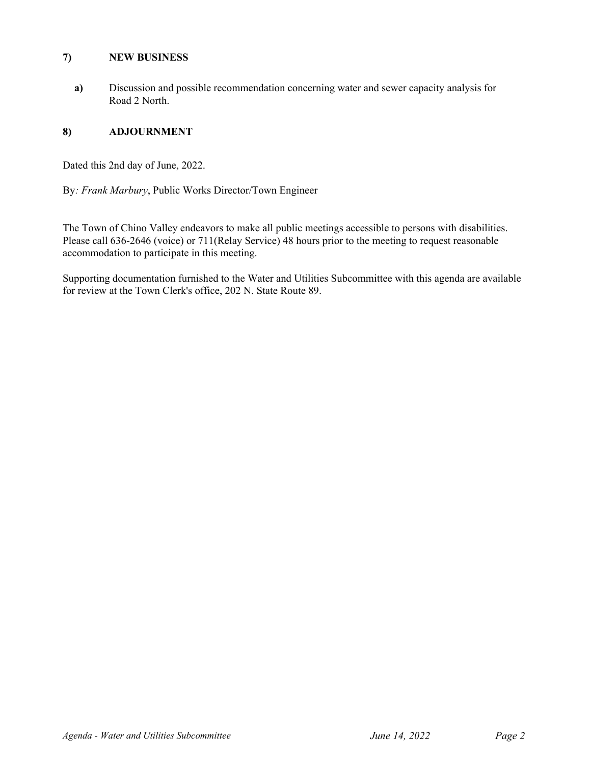**7) NEW BUSINESS**

**a)** Discussion and possible recommendation concerning water and sewer capacity analysis for Road 2 North.

**8) ADJOURNMENT**

Dated this 2nd day of June, 2022.

By*: Frank Marbury*, Public Works Director/Town Engineer

The Town of Chino Valley endeavors to make all public meetings accessible to persons with disabilities. Please call 636-2646 (voice) or 711(Relay Service) 48 hours prior to the meeting to request reasonable accommodation to participate in this meeting.

Supporting documentation furnished to the Water and Utilities Subcommittee with this agenda are available for review at the Town Clerk's office, 202 N. State Route 89.